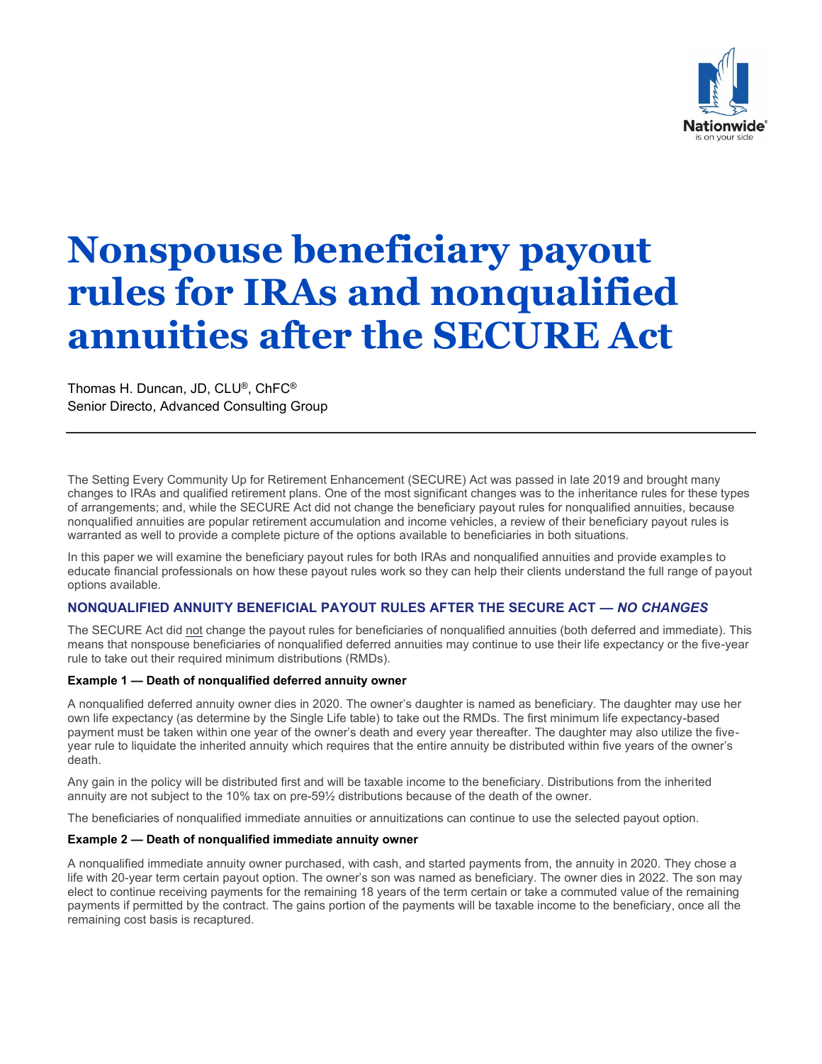# Nonspouse beneficiary payout rules for IRAs and nonqualified annuities after the SECURE Act

Thomas H. Duncan, JD, CLU®, ChFC®
Senior Directo, Advanced Consulting Group

---

The Setting Every Community Up for Retirement Enhancement (SECURE) Act was passed in late 2019 and brought many changes to IRAs and qualified retirement plans. One of the most significant changes was to the inheritance rules for these types of arrangements; and, while the SECURE Act did not change the beneficiary payout rules for nonqualified annuities, because nonqualified annuities are popular retirement accumulation and income vehicles, a review of their beneficiary payout rules is warranted as well to provide a complete picture of the options available to beneficiaries in both situations.

In this paper we will examine the beneficiary payout rules for both IRAs and nonqualified annuities and provide examples to educate financial professionals on how these payout rules work so they can help their clients understand the full range of payout options available.

## NONQUALIFIED ANNUITY BENEFICIAL PAYOUT RULES AFTER THE SECURE ACT — *NO CHANGES*

The SECURE Act did <u>not</u> change the payout rules for beneficiaries of nonqualified annuities (both deferred and immediate). This means that nonspouse beneficiaries of nonqualified deferred annuities may continue to use their life expectancy or the five-year rule to take out their required minimum distributions (RMDs).

**Example 1 — Death of nonqualified deferred annuity owner**

A nonqualified deferred annuity owner dies in 2020. The owner's daughter is named as beneficiary. The daughter may use her own life expectancy (as determine by the Single Life table) to take out the RMDs. The first minimum life expectancy-based payment must be taken within one year of the owner's death and every year thereafter. The daughter may also utilize the five-year rule to liquidate the inherited annuity which requires that the entire annuity be distributed within five years of the owner's death.

Any gain in the policy will be distributed first and will be taxable income to the beneficiary. Distributions from the inherited annuity are not subject to the 10% tax on pre-59½ distributions because of the death of the owner.

The beneficiaries of nonqualified immediate annuities or annuitizations can continue to use the selected payout option.

**Example 2 — Death of nonqualified immediate annuity owner**

A nonqualified immediate annuity owner purchased, with cash, and started payments from, the annuity in 2020. They chose a life with 20-year term certain payout option. The owner's son was named as beneficiary. The owner dies in 2022. The son may elect to continue receiving payments for the remaining 18 years of the term certain or take a commuted value of the remaining payments if permitted by the contract. The gains portion of the payments will be taxable income to the beneficiary, once all the remaining cost basis is recaptured.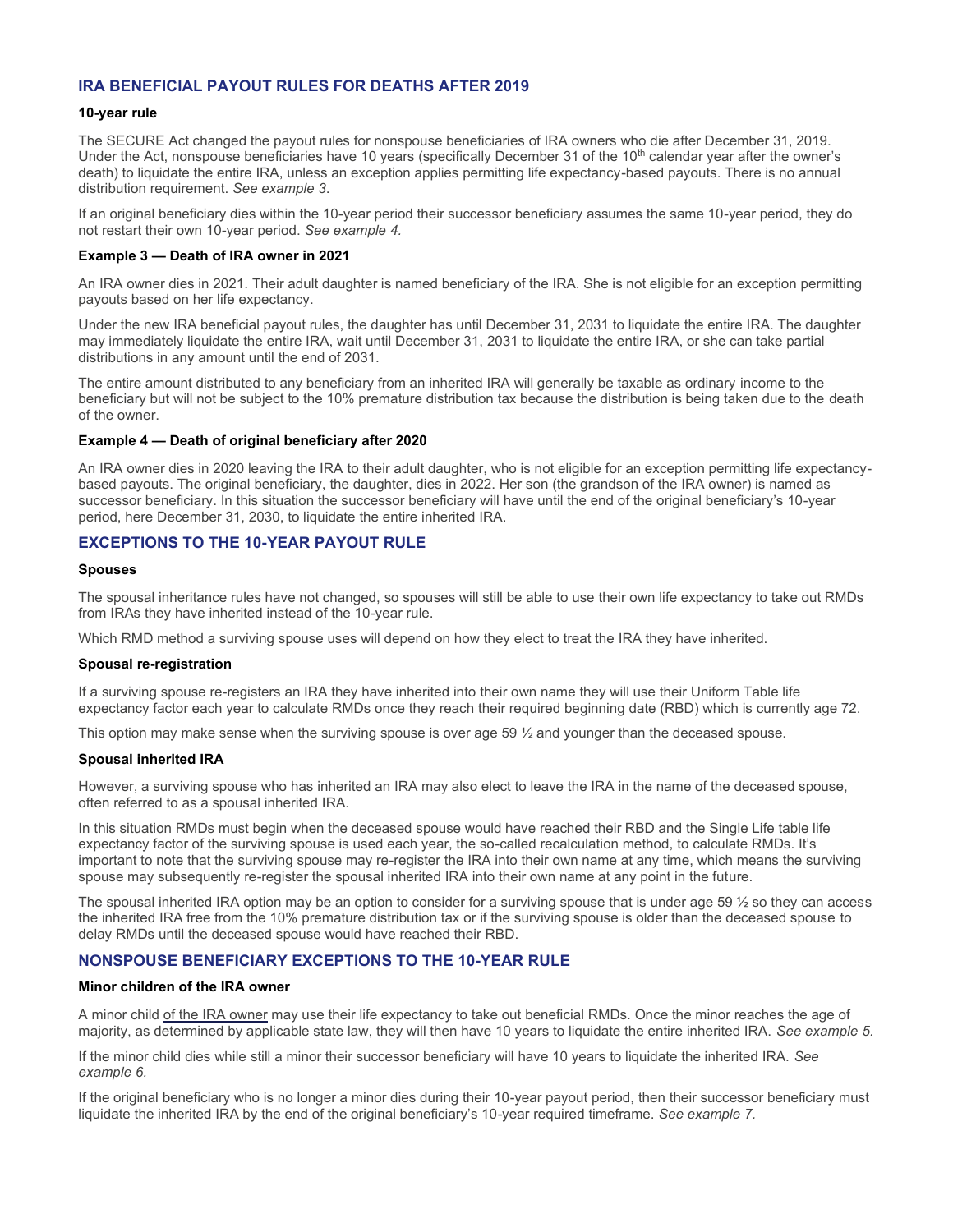## IRA BENEFICIAL PAYOUT RULES FOR DEATHS AFTER 2019

### 10-year rule

The SECURE Act changed the payout rules for nonspouse beneficiaries of IRA owners who die after December 31, 2019. Under the Act, nonspouse beneficiaries have 10 years (specifically December 31 of the 10th calendar year after the owner's death) to liquidate the entire IRA, unless an exception applies permitting life expectancy-based payouts. There is no annual distribution requirement. *See example 3.*

If an original beneficiary dies within the 10-year period their successor beneficiary assumes the same 10-year period, they do not restart their own 10-year period. *See example 4.*

### Example 3 — Death of IRA owner in 2021

An IRA owner dies in 2021. Their adult daughter is named beneficiary of the IRA. She is not eligible for an exception permitting payouts based on her life expectancy.

Under the new IRA beneficial payout rules, the daughter has until December 31, 2031 to liquidate the entire IRA. The daughter may immediately liquidate the entire IRA, wait until December 31, 2031 to liquidate the entire IRA, or she can take partial distributions in any amount until the end of 2031.

The entire amount distributed to any beneficiary from an inherited IRA will generally be taxable as ordinary income to the beneficiary but will not be subject to the 10% premature distribution tax because the distribution is being taken due to the death of the owner.

### Example 4 — Death of original beneficiary after 2020

An IRA owner dies in 2020 leaving the IRA to their adult daughter, who is not eligible for an exception permitting life expectancy-based payouts. The original beneficiary, the daughter, dies in 2022. Her son (the grandson of the IRA owner) is named as successor beneficiary. In this situation the successor beneficiary will have until the end of the original beneficiary's 10-year period, here December 31, 2030, to liquidate the entire inherited IRA.

## EXCEPTIONS TO THE 10-YEAR PAYOUT RULE

### Spouses

The spousal inheritance rules have not changed, so spouses will still be able to use their own life expectancy to take out RMDs from IRAs they have inherited instead of the 10-year rule.

Which RMD method a surviving spouse uses will depend on how they elect to treat the IRA they have inherited.

### Spousal re-registration

If a surviving spouse re-registers an IRA they have inherited into their own name they will use their Uniform Table life expectancy factor each year to calculate RMDs once they reach their required beginning date (RBD) which is currently age 72.

This option may make sense when the surviving spouse is over age 59 ½ and younger than the deceased spouse.

### Spousal inherited IRA

However, a surviving spouse who has inherited an IRA may also elect to leave the IRA in the name of the deceased spouse, often referred to as a spousal inherited IRA.

In this situation RMDs must begin when the deceased spouse would have reached their RBD and the Single Life table life expectancy factor of the surviving spouse is used each year, the so-called recalculation method, to calculate RMDs. It's important to note that the surviving spouse may re-register the IRA into their own name at any time, which means the surviving spouse may subsequently re-register the spousal inherited IRA into their own name at any point in the future.

The spousal inherited IRA option may be an option to consider for a surviving spouse that is under age 59 ½ so they can access the inherited IRA free from the 10% premature distribution tax or if the surviving spouse is older than the deceased spouse to delay RMDs until the deceased spouse would have reached their RBD.

## NONSPOUSE BENEFICIARY EXCEPTIONS TO THE 10-YEAR RULE

### Minor children of the IRA owner

A minor child of the IRA owner may use their life expectancy to take out beneficial RMDs. Once the minor reaches the age of majority, as determined by applicable state law, they will then have 10 years to liquidate the entire inherited IRA. *See example 5.*

If the minor child dies while still a minor their successor beneficiary will have 10 years to liquidate the inherited IRA. *See example 6.*

If the original beneficiary who is no longer a minor dies during their 10-year payout period, then their successor beneficiary must liquidate the inherited IRA by the end of the original beneficiary's 10-year required timeframe. *See example 7.*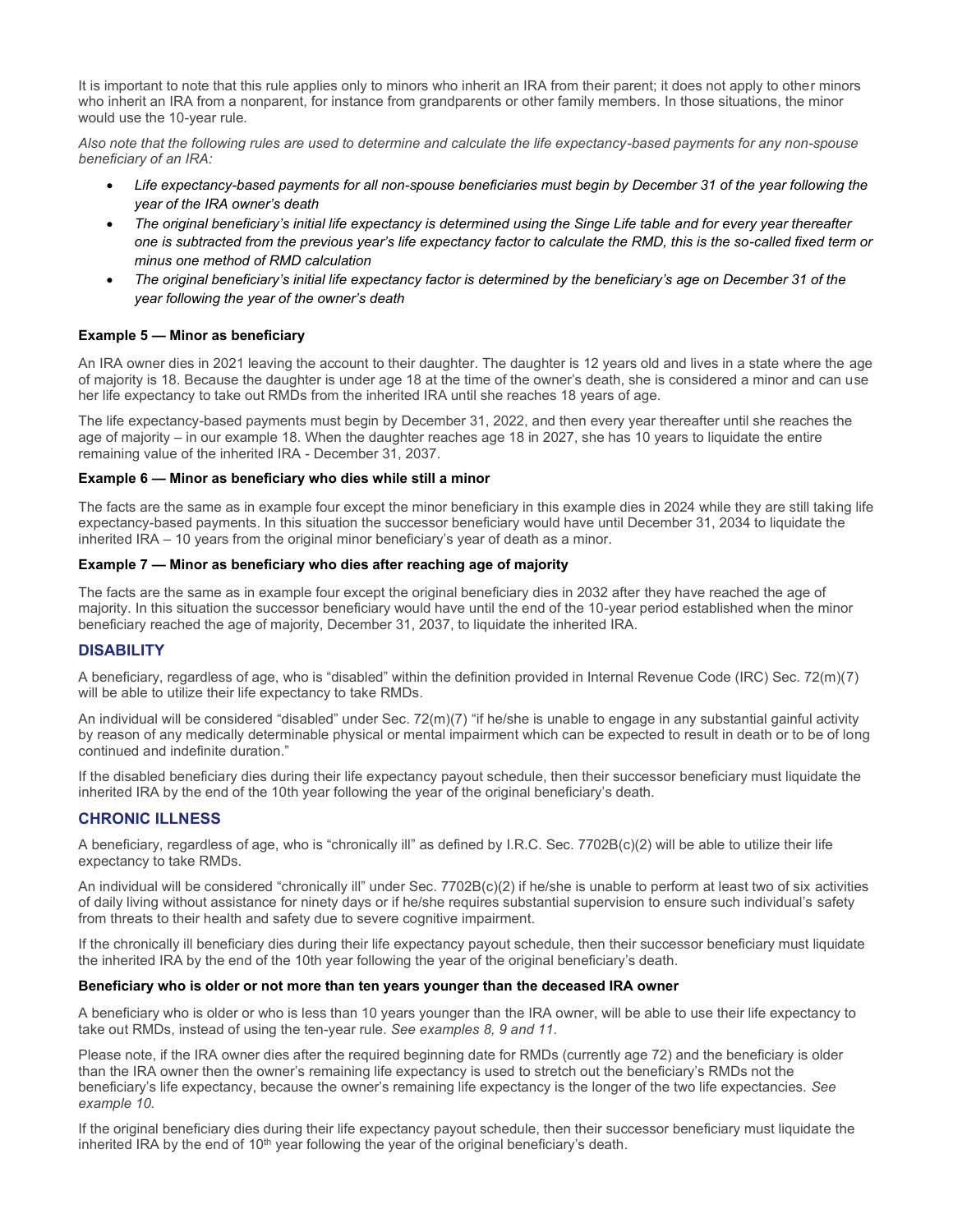It is important to note that this rule applies only to minors who inherit an IRA from their parent; it does not apply to other minors who inherit an IRA from a nonparent, for instance from grandparents or other family members. In those situations, the minor would use the 10-year rule.

*Also note that the following rules are used to determine and calculate the life expectancy-based payments for any non-spouse beneficiary of an IRA:*

- *Life expectancy-based payments for all non-spouse beneficiaries must begin by December 31 of the year following the year of the IRA owner's death*
- *The original beneficiary's initial life expectancy is determined using the Singe Life table and for every year thereafter one is subtracted from the previous year's life expectancy factor to calculate the RMD, this is the so-called fixed term or minus one method of RMD calculation*
- *The original beneficiary's initial life expectancy factor is determined by the beneficiary's age on December 31 of the year following the year of the owner's death*

**Example 5 — Minor as beneficiary**

An IRA owner dies in 2021 leaving the account to their daughter. The daughter is 12 years old and lives in a state where the age of majority is 18. Because the daughter is under age 18 at the time of the owner's death, she is considered a minor and can use her life expectancy to take out RMDs from the inherited IRA until she reaches 18 years of age.

The life expectancy-based payments must begin by December 31, 2022, and then every year thereafter until she reaches the age of majority – in our example 18. When the daughter reaches age 18 in 2027, she has 10 years to liquidate the entire remaining value of the inherited IRA - December 31, 2037.

**Example 6 — Minor as beneficiary who dies while still a minor**

The facts are the same as in example four except the minor beneficiary in this example dies in 2024 while they are still taking life expectancy-based payments. In this situation the successor beneficiary would have until December 31, 2034 to liquidate the inherited IRA – 10 years from the original minor beneficiary's year of death as a minor.

**Example 7 — Minor as beneficiary who dies after reaching age of majority**

The facts are the same as in example four except the original beneficiary dies in 2032 after they have reached the age of majority. In this situation the successor beneficiary would have until the end of the 10-year period established when the minor beneficiary reached the age of majority, December 31, 2037, to liquidate the inherited IRA.

## DISABILITY

A beneficiary, regardless of age, who is "disabled" within the definition provided in Internal Revenue Code (IRC) Sec. 72(m)(7) will be able to utilize their life expectancy to take RMDs.

An individual will be considered "disabled" under Sec. 72(m)(7) "if he/she is unable to engage in any substantial gainful activity by reason of any medically determinable physical or mental impairment which can be expected to result in death or to be of long continued and indefinite duration."

If the disabled beneficiary dies during their life expectancy payout schedule, then their successor beneficiary must liquidate the inherited IRA by the end of the 10th year following the year of the original beneficiary's death.

## CHRONIC ILLNESS

A beneficiary, regardless of age, who is "chronically ill" as defined by I.R.C. Sec. 7702B(c)(2) will be able to utilize their life expectancy to take RMDs.

An individual will be considered "chronically ill" under Sec. 7702B(c)(2) if he/she is unable to perform at least two of six activities of daily living without assistance for ninety days or if he/she requires substantial supervision to ensure such individual's safety from threats to their health and safety due to severe cognitive impairment.

If the chronically ill beneficiary dies during their life expectancy payout schedule, then their successor beneficiary must liquidate the inherited IRA by the end of the 10th year following the year of the original beneficiary's death.

**Beneficiary who is older or not more than ten years younger than the deceased IRA owner**

A beneficiary who is older or who is less than 10 years younger than the IRA owner, will be able to use their life expectancy to take out RMDs, instead of using the ten-year rule. *See examples 8, 9 and 11.*

Please note, if the IRA owner dies after the required beginning date for RMDs (currently age 72) and the beneficiary is older than the IRA owner then the owner's remaining life expectancy is used to stretch out the beneficiary's RMDs not the beneficiary's life expectancy, because the owner's remaining life expectancy is the longer of the two life expectancies. *See example 10.*

If the original beneficiary dies during their life expectancy payout schedule, then their successor beneficiary must liquidate the inherited IRA by the end of 10th year following the year of the original beneficiary's death.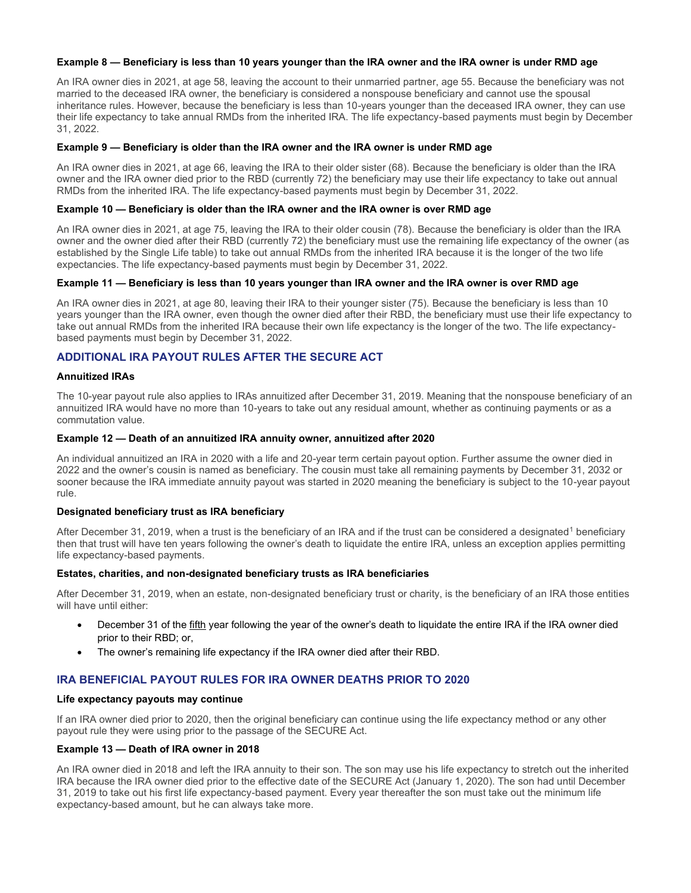#### Example 8 — Beneficiary is less than 10 years younger than the IRA owner and the IRA owner is under RMD age

An IRA owner dies in 2021, at age 58, leaving the account to their unmarried partner, age 55. Because the beneficiary was not married to the deceased IRA owner, the beneficiary is considered a nonspouse beneficiary and cannot use the spousal inheritance rules. However, because the beneficiary is less than 10-years younger than the deceased IRA owner, they can use their life expectancy to take annual RMDs from the inherited IRA. The life expectancy-based payments must begin by December 31, 2022.

#### Example 9 — Beneficiary is older than the IRA owner and the IRA owner is under RMD age

An IRA owner dies in 2021, at age 66, leaving the IRA to their older sister (68). Because the beneficiary is older than the IRA owner and the IRA owner died prior to the RBD (currently 72) the beneficiary may use their life expectancy to take out annual RMDs from the inherited IRA. The life expectancy-based payments must begin by December 31, 2022.

#### Example 10 — Beneficiary is older than the IRA owner and the IRA owner is over RMD age

An IRA owner dies in 2021, at age 75, leaving the IRA to their older cousin (78). Because the beneficiary is older than the IRA owner and the owner died after their RBD (currently 72) the beneficiary must use the remaining life expectancy of the owner (as established by the Single Life table) to take out annual RMDs from the inherited IRA because it is the longer of the two life expectancies. The life expectancy-based payments must begin by December 31, 2022.

#### Example 11 — Beneficiary is less than 10 years younger than IRA owner and the IRA owner is over RMD age

An IRA owner dies in 2021, at age 80, leaving their IRA to their younger sister (75). Because the beneficiary is less than 10 years younger than the IRA owner, even though the owner died after their RBD, the beneficiary must use their life expectancy to take out annual RMDs from the inherited IRA because their own life expectancy is the longer of the two. The life expectancy-based payments must begin by December 31, 2022.

## ADDITIONAL IRA PAYOUT RULES AFTER THE SECURE ACT

#### Annuitized IRAs

The 10-year payout rule also applies to IRAs annuitized after December 31, 2019. Meaning that the nonspouse beneficiary of an annuitized IRA would have no more than 10-years to take out any residual amount, whether as continuing payments or as a commutation value.

#### Example 12 — Death of an annuitized IRA annuity owner, annuitized after 2020

An individual annuitized an IRA in 2020 with a life and 20-year term certain payout option. Further assume the owner died in 2022 and the owner's cousin is named as beneficiary. The cousin must take all remaining payments by December 31, 2032 or sooner because the IRA immediate annuity payout was started in 2020 meaning the beneficiary is subject to the 10-year payout rule.

#### Designated beneficiary trust as IRA beneficiary

After December 31, 2019, when a trust is the beneficiary of an IRA and if the trust can be considered a designated[1] beneficiary then that trust will have ten years following the owner's death to liquidate the entire IRA, unless an exception applies permitting life expectancy-based payments.

#### Estates, charities, and non-designated beneficiary trusts as IRA beneficiaries

After December 31, 2019, when an estate, non-designated beneficiary trust or charity, is the beneficiary of an IRA those entities will have until either:

- December 31 of the fifth year following the year of the owner's death to liquidate the entire IRA if the IRA owner died prior to their RBD; or,
- The owner's remaining life expectancy if the IRA owner died after their RBD.

## IRA BENEFICIAL PAYOUT RULES FOR IRA OWNER DEATHS PRIOR TO 2020

#### Life expectancy payouts may continue

If an IRA owner died prior to 2020, then the original beneficiary can continue using the life expectancy method or any other payout rule they were using prior to the passage of the SECURE Act.

#### Example 13 — Death of IRA owner in 2018

An IRA owner died in 2018 and left the IRA annuity to their son. The son may use his life expectancy to stretch out the inherited IRA because the IRA owner died prior to the effective date of the SECURE Act (January 1, 2020). The son had until December 31, 2019 to take out his first life expectancy-based payment. Every year thereafter the son must take out the minimum life expectancy-based amount, but he can always take more.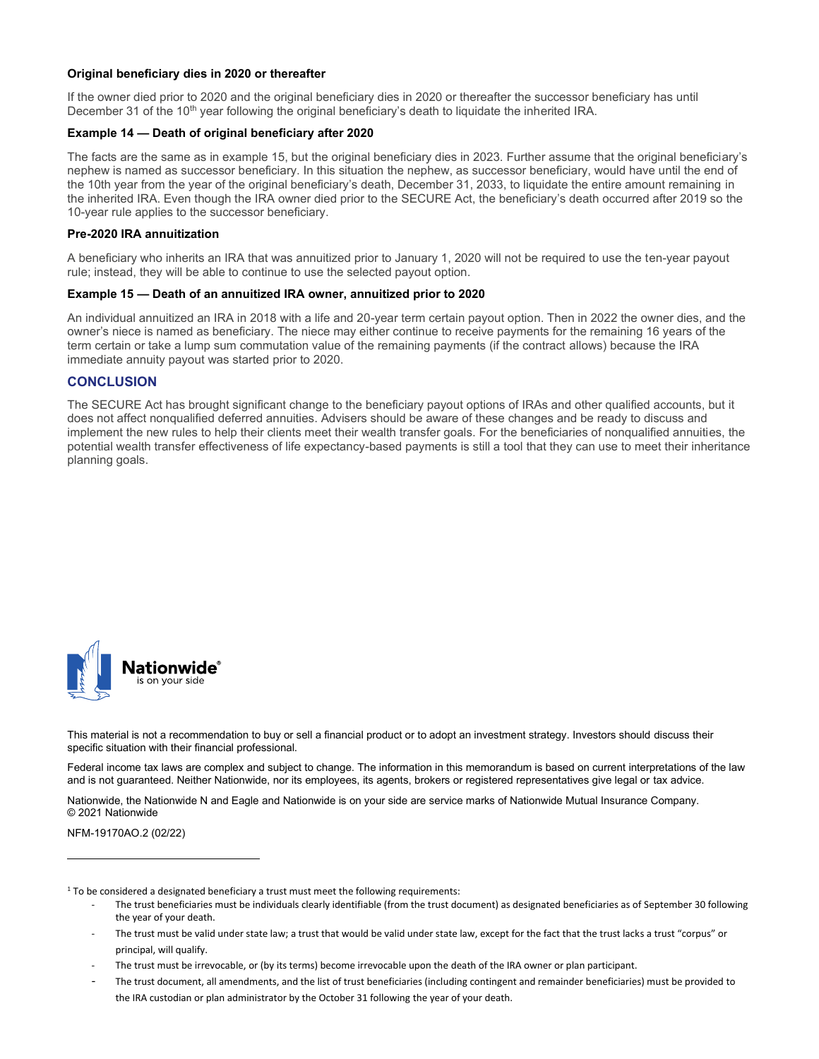**Original beneficiary dies in 2020 or thereafter**

If the owner died prior to 2020 and the original beneficiary dies in 2020 or thereafter the successor beneficiary has until December 31 of the 10th year following the original beneficiary's death to liquidate the inherited IRA.

**Example 14 — Death of original beneficiary after 2020**

The facts are the same as in example 15, but the original beneficiary dies in 2023. Further assume that the original beneficiary's nephew is named as successor beneficiary. In this situation the nephew, as successor beneficiary, would have until the end of the 10th year from the year of the original beneficiary's death, December 31, 2033, to liquidate the entire amount remaining in the inherited IRA. Even though the IRA owner died prior to the SECURE Act, the beneficiary's death occurred after 2019 so the 10-year rule applies to the successor beneficiary.

**Pre-2020 IRA annuitization**

A beneficiary who inherits an IRA that was annuitized prior to January 1, 2020 will not be required to use the ten-year payout rule; instead, they will be able to continue to use the selected payout option.

**Example 15 — Death of an annuitized IRA owner, annuitized prior to 2020**

An individual annuitized an IRA in 2018 with a life and 20-year term certain payout option. Then in 2022 the owner dies, and the owner's niece is named as beneficiary. The niece may either continue to receive payments for the remaining 16 years of the term certain or take a lump sum commutation value of the remaining payments (if the contract allows) because the IRA immediate annuity payout was started prior to 2020.

## CONCLUSION

The SECURE Act has brought significant change to the beneficiary payout options of IRAs and other qualified accounts, but it does not affect nonqualified deferred annuities. Advisers should be aware of these changes and be ready to discuss and implement the new rules to help their clients meet their wealth transfer goals. For the beneficiaries of nonqualified annuities, the potential wealth transfer effectiveness of life expectancy-based payments is still a tool that they can use to meet their inheritance planning goals.

Nationwide®
is on your side

This material is not a recommendation to buy or sell a financial product or to adopt an investment strategy. Investors should discuss their specific situation with their financial professional.

Federal income tax laws are complex and subject to change. The information in this memorandum is based on current interpretations of the law and is not guaranteed. Neither Nationwide, nor its employees, its agents, brokers or registered representatives give legal or tax advice.

Nationwide, the Nationwide N and Eagle and Nationwide is on your side are service marks of Nationwide Mutual Insurance Company. © 2021 Nationwide

NFM-19170AO.2 (02/22)

---

[1] To be considered a designated beneficiary a trust must meet the following requirements:

- The trust beneficiaries must be individuals clearly identifiable (from the trust document) as designated beneficiaries as of September 30 following the year of your death.
- The trust must be valid under state law; a trust that would be valid under state law, except for the fact that the trust lacks a trust "corpus" or principal, will qualify.
- The trust must be irrevocable, or (by its terms) become irrevocable upon the death of the IRA owner or plan participant.
- The trust document, all amendments, and the list of trust beneficiaries (including contingent and remainder beneficiaries) must be provided to the IRA custodian or plan administrator by the October 31 following the year of your death.